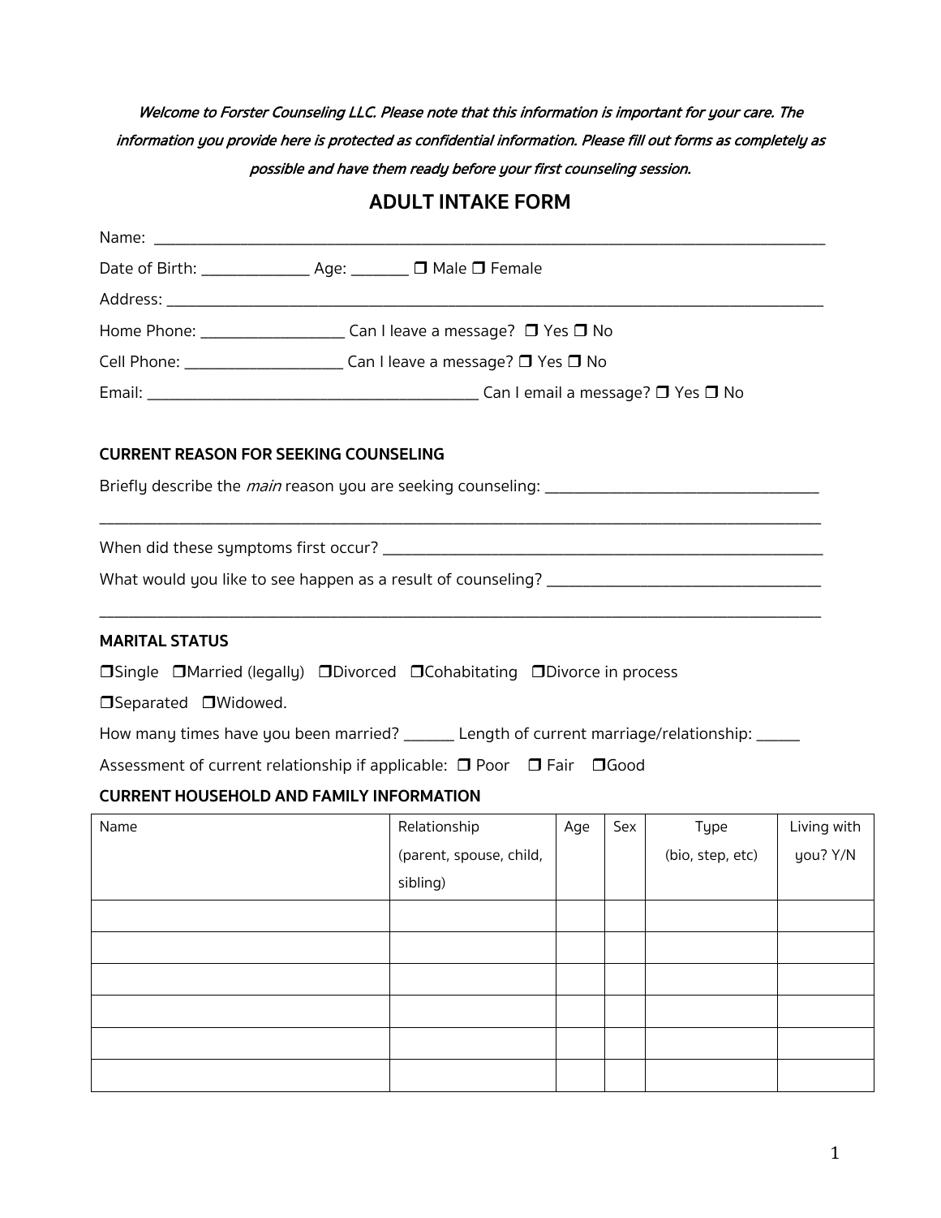*Welcome to Forster Counseling LLC. Please note that this information is important for your care. The information you provide here is protected as confidential information. Please fill out forms as completely as possible and have them ready before your first counseling session.*

## ADULT INTAKE FORM

Name: ___________________________________________________________________________________________

Date of Birth: _______________ Age: ________ ❒ Male ❒ Female

Address: _________________________________________________________________________________________

Home Phone: ___________________ Can I leave a message? ❒ Yes ❒ No

Cell Phone: _____________________ Can I leave a message? ❒ Yes ❒ No

Email: ____________________________________________ Can I email a message? ❒ Yes ❒ No

### CURRENT REASON FOR SEEKING COUNSELING

Briefly describe the *main* reason you are seeking counseling: _____________________________________

_______________________________________________________________________________________________

When did these symptoms first occur? _____________________________________________________________

What would you like to see happen as a result of counseling? ____________________________________

_______________________________________________________________________________________________

### MARITAL STATUS

❒Single ❒Married (legally) ❒Divorced ❒Cohabitating ❒Divorce in process

❒Separated ❒Widowed.

How many times have you been married? _______ Length of current marriage/relationship: ______

Assessment of current relationship if applicable: ❒ Poor ❒ Fair ❒Good

### CURRENT HOUSEHOLD AND FAMILY INFORMATION

| Name | Relationship (parent, spouse, child, sibling) | Age | Sex | Type (bio, step, etc) | Living with you? Y/N |
|---|---|---|---|---|---|
| | | | | | |
| | | | | | |
| | | | | | |
| | | | | | |
| | | | | | |
| | | | | | |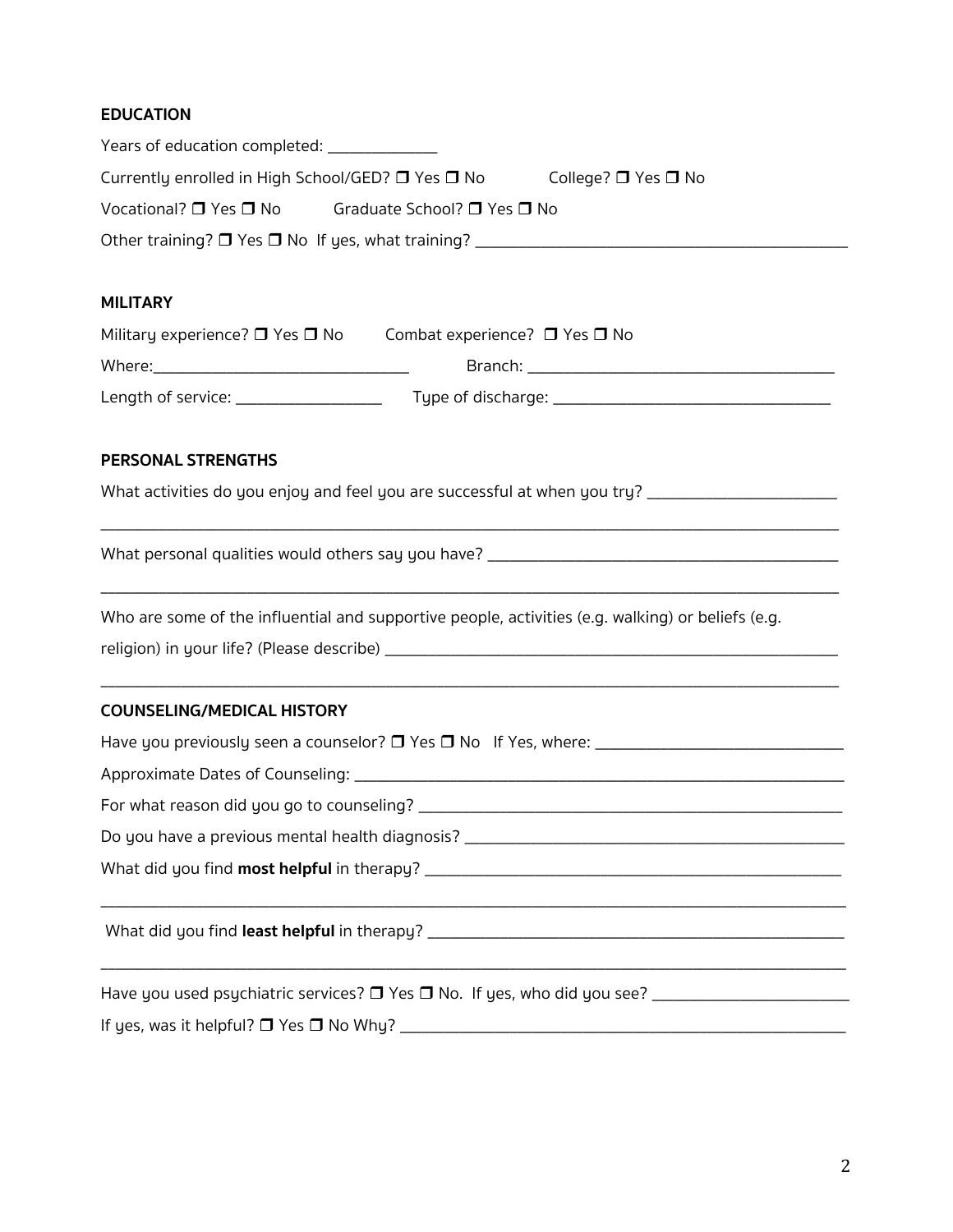**EDUCATION**

Years of education completed: _____________

Currently enrolled in High School/GED? ❐ Yes ❐ No College? ❐ Yes ❐ No

Vocational? ❐ Yes ❐ No Graduate School? ❐ Yes ❐ No

Other training? ❐ Yes ❐ No If yes, what training? ____________________________________________

**MILITARY**

Military experience? ❐ Yes ❐ No Combat experience? ❐ Yes ❐ No

Where:_______________________________ Branch: ____________________________________

Length of service: _________________ Type of discharge: _________________________________

**PERSONAL STRENGTHS**

What activities do you enjoy and feel you are successful at when you try? ______________________

__________________________________________________________________________________________

What personal qualities would others say you have? __________________________________________

__________________________________________________________________________________________

Who are some of the influential and supportive people, activities (e.g. walking) or beliefs (e.g. religion) in your life? (Please describe) _______________________________________________________

__________________________________________________________________________________________

**COUNSELING/MEDICAL HISTORY**

Have you previously seen a counselor? ❐ Yes ❐ No If Yes, where: _____________________________

Approximate Dates of Counseling: ___________________________________________________________

For what reason did you go to counseling? ____________________________________________________

Do you have a previous mental health diagnosis? _____________________________________________

What did you find **most helpful** in therapy? ________________________________________________

__________________________________________________________________________________________

What did you find **least helpful** in therapy? ________________________________________________

__________________________________________________________________________________________

Have you used psychiatric services? ❐ Yes ❐ No. If yes, who did you see? _______________________

If yes, was it helpful? ❐ Yes ❐ No Why? ______________________________________________________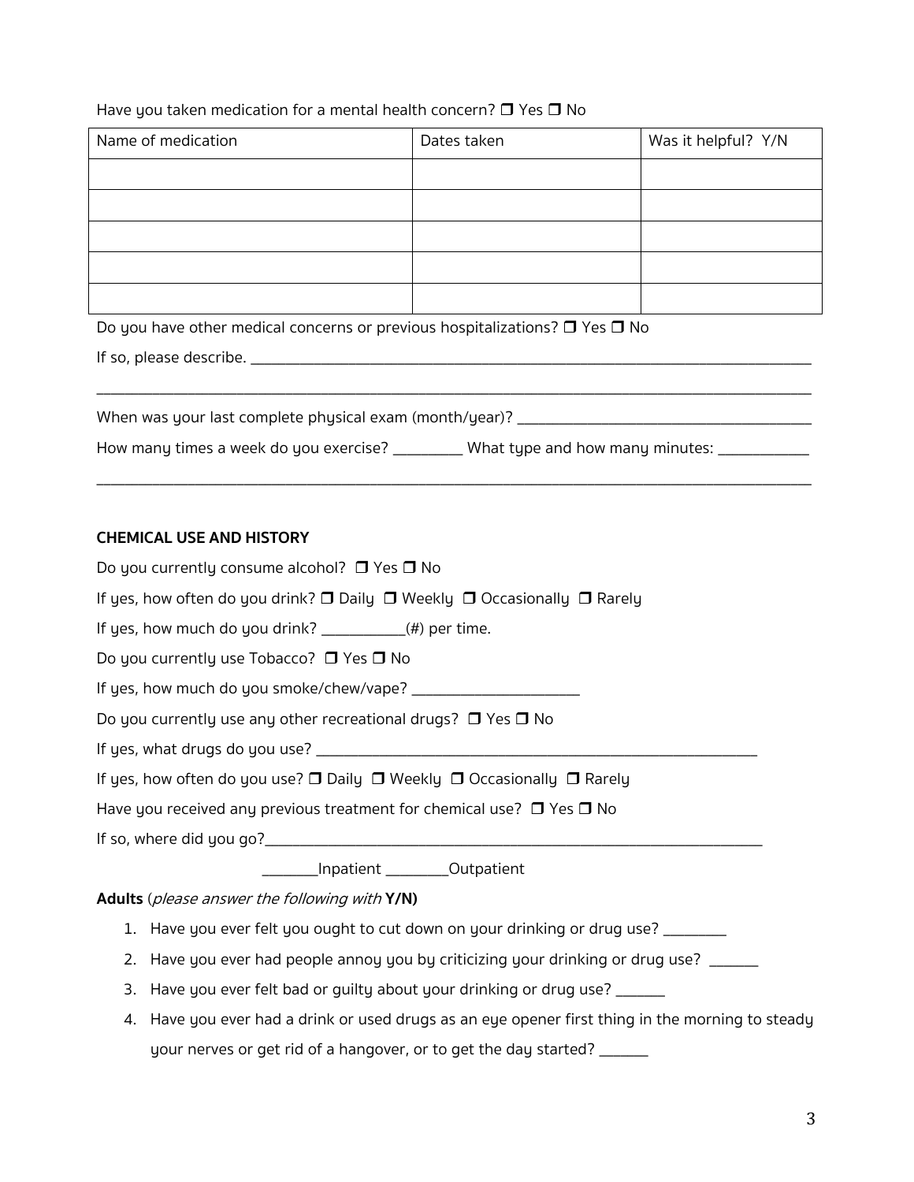Have you taken medication for a mental health concern? ❒ Yes ❒ No

| Name of medication | Dates taken | Was it helpful? Y/N |
| --- | --- | --- |
| | | |
| | | |
| | | |
| | | |
| | | |

Do you have other medical concerns or previous hospitalizations? ❒ Yes ❒ No

If so, please describe. ___________________________________________________________________________

___________________________________________________________________________________________

When was your last complete physical exam (month/year)? ______________________________________

How many times a week do you exercise? _________ What type and how many minutes: ____________

___________________________________________________________________________________________

**CHEMICAL USE AND HISTORY**

Do you currently consume alcohol? ❒ Yes ❒ No

If yes, how often do you drink? ❒ Daily ❒ Weekly ❒ Occasionally ❒ Rarely

If yes, how much do you drink? ___________(#) per time.

Do you currently use Tobacco? ❒ Yes ❒ No

If yes, how much do you smoke/chew/vape? ______________________

Do you currently use any other recreational drugs? ❒ Yes ❒ No

If yes, what drugs do you use? ___________________________________________________________

If yes, how often do you use? ❒ Daily ❒ Weekly ❒ Occasionally ❒ Rarely

Have you received any previous treatment for chemical use? ❒ Yes ❒ No

If so, where did you go?__________________________________________________________________

________Inpatient _________Outpatient

**Adults** (*please answer the following with* **Y/N)**

1. Have you ever felt you ought to cut down on your drinking or drug use? ________
2. Have you ever had people annoy you by criticizing your drinking or drug use? _______
3. Have you ever felt bad or guilty about your drinking or drug use? _______
4. Have you ever had a drink or used drugs as an eye opener first thing in the morning to steady your nerves or get rid of a hangover, or to get the day started? _______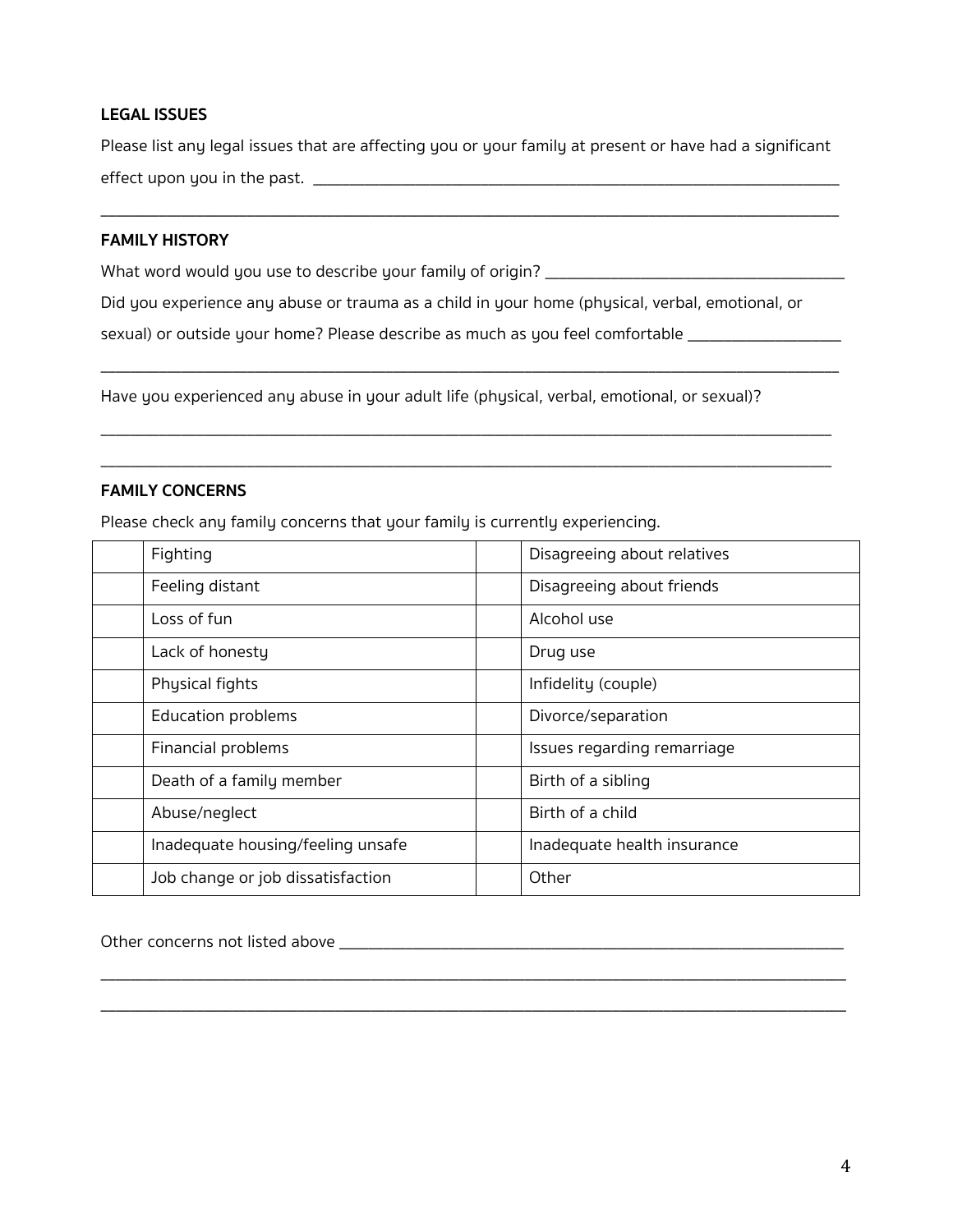**LEGAL ISSUES**

Please list any legal issues that are affecting you or your family at present or have had a significant effect upon you in the past. ___________________________________________________________________

_______________________________________________________________________________________________

**FAMILY HISTORY**

What word would you use to describe your family of origin? _____________________________________

Did you experience any abuse or trauma as a child in your home (physical, verbal, emotional, or sexual) or outside your home? Please describe as much as you feel comfortable ___________________

_______________________________________________________________________________________________

Have you experienced any abuse in your adult life (physical, verbal, emotional, or sexual)?

_______________________________________________________________________________________________

_______________________________________________________________________________________________

**FAMILY CONCERNS**

Please check any family concerns that your family is currently experiencing.

| | | | |
|---|---|---|---|
| | Fighting | | Disagreeing about relatives |
| | Feeling distant | | Disagreeing about friends |
| | Loss of fun | | Alcohol use |
| | Lack of honesty | | Drug use |
| | Physical fights | | Infidelity (couple) |
| | Education problems | | Divorce/separation |
| | Financial problems | | Issues regarding remarriage |
| | Death of a family member | | Birth of a sibling |
| | Abuse/neglect | | Birth of a child |
| | Inadequate housing/feeling unsafe | | Inadequate health insurance |
| | Job change or job dissatisfaction | | Other |

Other concerns not listed above _________________________________________________________________

_______________________________________________________________________________________________

_______________________________________________________________________________________________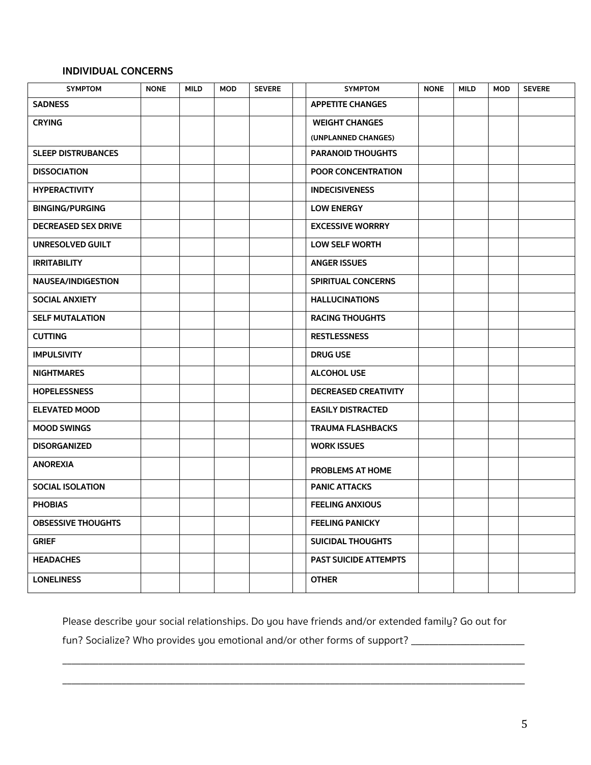### INDIVIDUAL CONCERNS

| SYMPTOM | NONE | MILD | MOD | SEVERE | | SYMPTOM | NONE | MILD | MOD | SEVERE |
|---|---|---|---|---|---|---|---|---|---|---|
| SADNESS | | | | | | APPETITE CHANGES | | | | |
| CRYING | | | | | | WEIGHT CHANGES (UNPLANNED CHANGES) | | | | |
| SLEEP DISTRUBANCES | | | | | | PARANOID THOUGHTS | | | | |
| DISSOCIATION | | | | | | POOR CONCENTRATION | | | | |
| HYPERACTIVITY | | | | | | INDECISIVENESS | | | | |
| BINGING/PURGING | | | | | | LOW ENERGY | | | | |
| DECREASED SEX DRIVE | | | | | | EXCESSIVE WORRRY | | | | |
| UNRESOLVED GUILT | | | | | | LOW SELF WORTH | | | | |
| IRRITABILITY | | | | | | ANGER ISSUES | | | | |
| NAUSEA/INDIGESTION | | | | | | SPIRITUAL CONCERNS | | | | |
| SOCIAL ANXIETY | | | | | | HALLUCINATIONS | | | | |
| SELF MUTALATION | | | | | | RACING THOUGHTS | | | | |
| CUTTING | | | | | | RESTLESSNESS | | | | |
| IMPULSIVITY | | | | | | DRUG USE | | | | |
| NIGHTMARES | | | | | | ALCOHOL USE | | | | |
| HOPELESSNESS | | | | | | DECREASED CREATIVITY | | | | |
| ELEVATED MOOD | | | | | | EASILY DISTRACTED | | | | |
| MOOD SWINGS | | | | | | TRAUMA FLASHBACKS | | | | |
| DISORGANIZED | | | | | | WORK ISSUES | | | | |
| ANOREXIA | | | | | | PROBLEMS AT HOME | | | | |
| SOCIAL ISOLATION | | | | | | PANIC ATTACKS | | | | |
| PHOBIAS | | | | | | FEELING ANXIOUS | | | | |
| OBSESSIVE THOUGHTS | | | | | | FEELING PANICKY | | | | |
| GRIEF | | | | | | SUICIDAL THOUGHTS | | | | |
| HEADACHES | | | | | | PAST SUICIDE ATTEMPTS | | | | |
| LONELINESS | | | | | | OTHER | | | | |

Please describe your social relationships. Do you have friends and/or extended family? Go out for fun? Socialize? Who provides you emotional and/or other forms of support? ______________________

______________________________________________________________________________________

______________________________________________________________________________________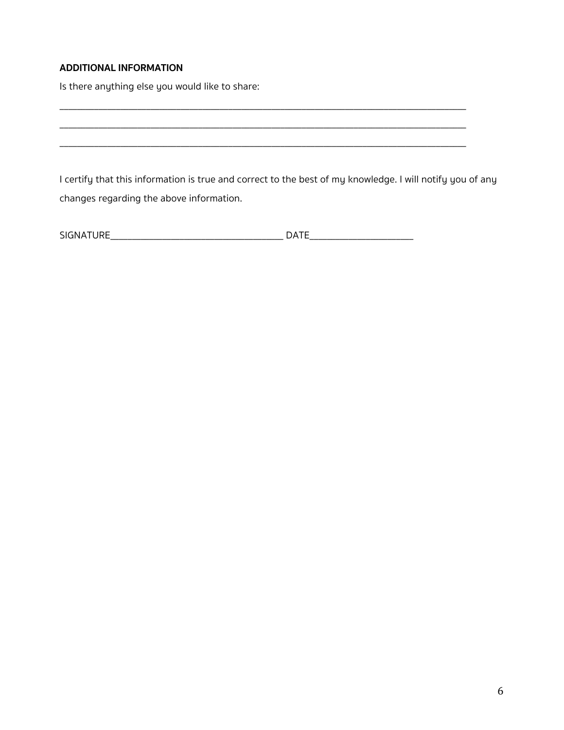**ADDITIONAL INFORMATION**

Is there anything else you would like to share:

______________________________________________________________________________________

______________________________________________________________________________________

______________________________________________________________________________________

I certify that this information is true and correct to the best of my knowledge. I will notify you of any changes regarding the above information.

SIGNATURE____________________________________ DATE______________________